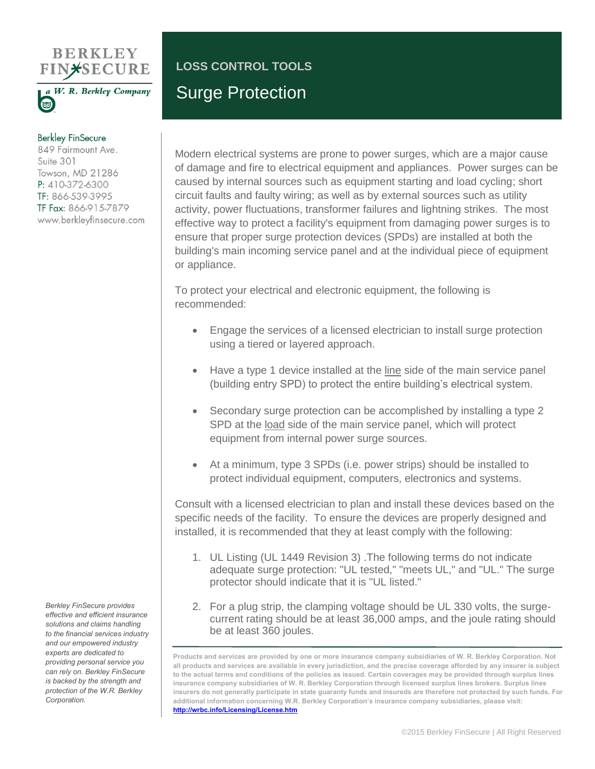BERKLEY FINSECURE

a W. R. Berkley Company

Berkley FinSecure
849 Fairmount Ave.
Suite 301
Towson, MD 21286
P: 410-372-6300
TF: 866-539-3995
TF Fax: 866-915-7879
www.berkleyfinsecure.com

## LOSS CONTROL TOOLS

# Surge Protection

Modern electrical systems are prone to power surges, which are a major cause of damage and fire to electrical equipment and appliances. Power surges can be caused by internal sources such as equipment starting and load cycling; short circuit faults and faulty wiring; as well as by external sources such as utility activity, power fluctuations, transformer failures and lightning strikes. The most effective way to protect a facility's equipment from damaging power surges is to ensure that proper surge protection devices (SPDs) are installed at both the building's main incoming service panel and at the individual piece of equipment or appliance.

To protect your electrical and electronic equipment, the following is recommended:

- Engage the services of a licensed electrician to install surge protection using a tiered or layered approach.
- Have a type 1 device installed at the line side of the main service panel (building entry SPD) to protect the entire building's electrical system.
- Secondary surge protection can be accomplished by installing a type 2 SPD at the load side of the main service panel, which will protect equipment from internal power surge sources.
- At a minimum, type 3 SPDs (i.e. power strips) should be installed to protect individual equipment, computers, electronics and systems.

Consult with a licensed electrician to plan and install these devices based on the specific needs of the facility. To ensure the devices are properly designed and installed, it is recommended that they at least comply with the following:

1. UL Listing (UL 1449 Revision 3) .The following terms do not indicate adequate surge protection: "UL tested," "meets UL," and "UL." The surge protector should indicate that it is "UL listed."
2. For a plug strip, the clamping voltage should be UL 330 volts, the surge-current rating should be at least 36,000 amps, and the joule rating should be at least 360 joules.

*Berkley FinSecure provides effective and efficient insurance solutions and claims handling to the financial services industry and our empowered industry experts are dedicated to providing personal service you can rely on. Berkley FinSecure is backed by the strength and protection of the W.R. Berkley Corporation.*

**Products and services are provided by one or more insurance company subsidiaries of W. R. Berkley Corporation. Not all products and services are available in every jurisdiction, and the precise coverage afforded by any insurer is subject to the actual terms and conditions of the policies as issued. Certain coverages may be provided through surplus lines insurance company subsidiaries of W. R. Berkley Corporation through licensed surplus lines brokers. Surplus lines insurers do not generally participate in state guaranty funds and insureds are therefore not protected by such funds. For additional information concerning W.R. Berkley Corporation's insurance company subsidiaries, please visit: http://wrbc.info/Licensing/License.htm**

©2015 Berkley FinSecure | All Right Reserved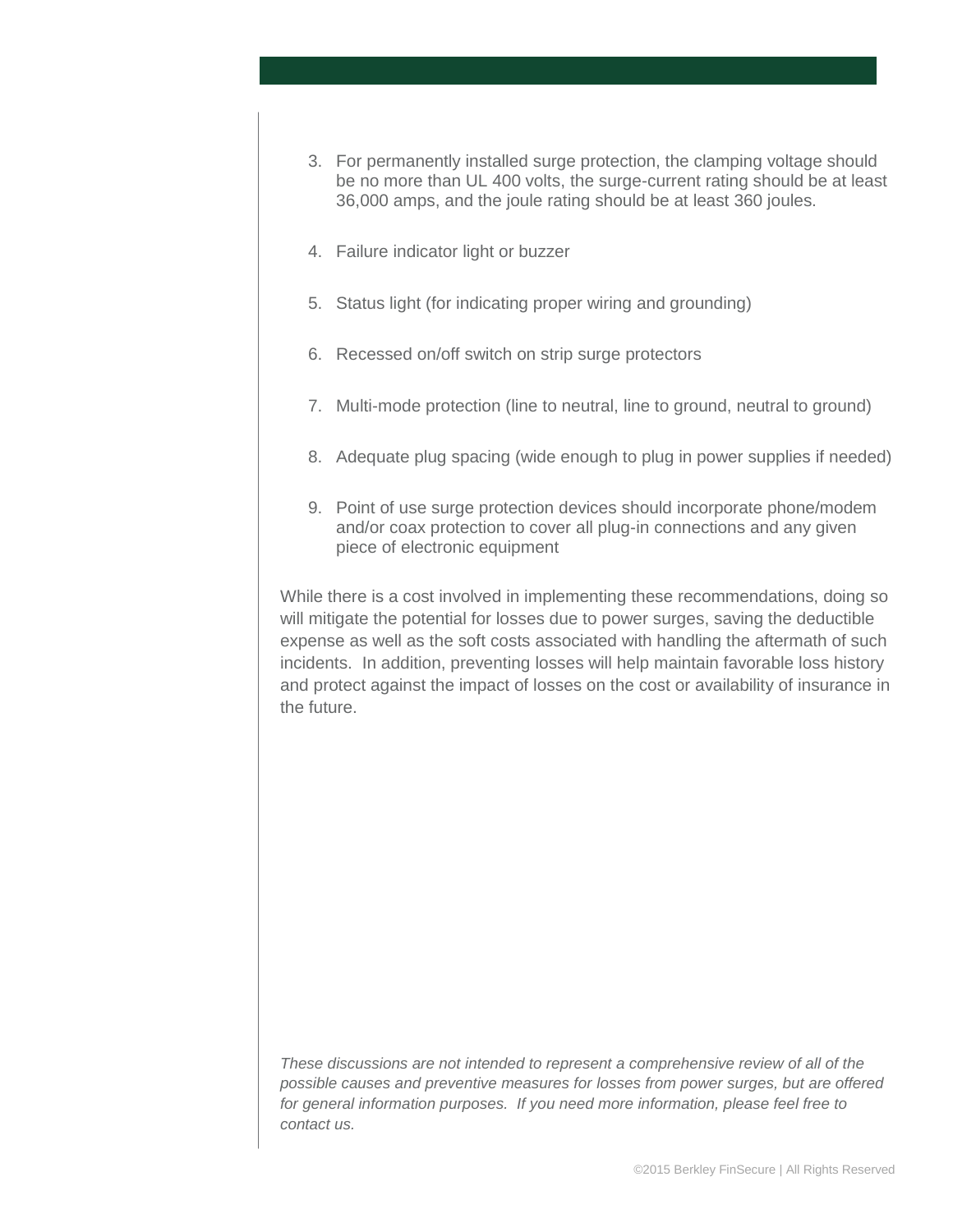3. For permanently installed surge protection, the clamping voltage should be no more than UL 400 volts, the surge-current rating should be at least 36,000 amps, and the joule rating should be at least 360 joules.

4. Failure indicator light or buzzer

5. Status light (for indicating proper wiring and grounding)

6. Recessed on/off switch on strip surge protectors

7. Multi-mode protection (line to neutral, line to ground, neutral to ground)

8. Adequate plug spacing (wide enough to plug in power supplies if needed)

9. Point of use surge protection devices should incorporate phone/modem and/or coax protection to cover all plug-in connections and any given piece of electronic equipment

While there is a cost involved in implementing these recommendations, doing so will mitigate the potential for losses due to power surges, saving the deductible expense as well as the soft costs associated with handling the aftermath of such incidents. In addition, preventing losses will help maintain favorable loss history and protect against the impact of losses on the cost or availability of insurance in the future.

*These discussions are not intended to represent a comprehensive review of all of the possible causes and preventive measures for losses from power surges, but are offered for general information purposes. If you need more information, please feel free to contact us.*

©2015 Berkley FinSecure | All Rights Reserved